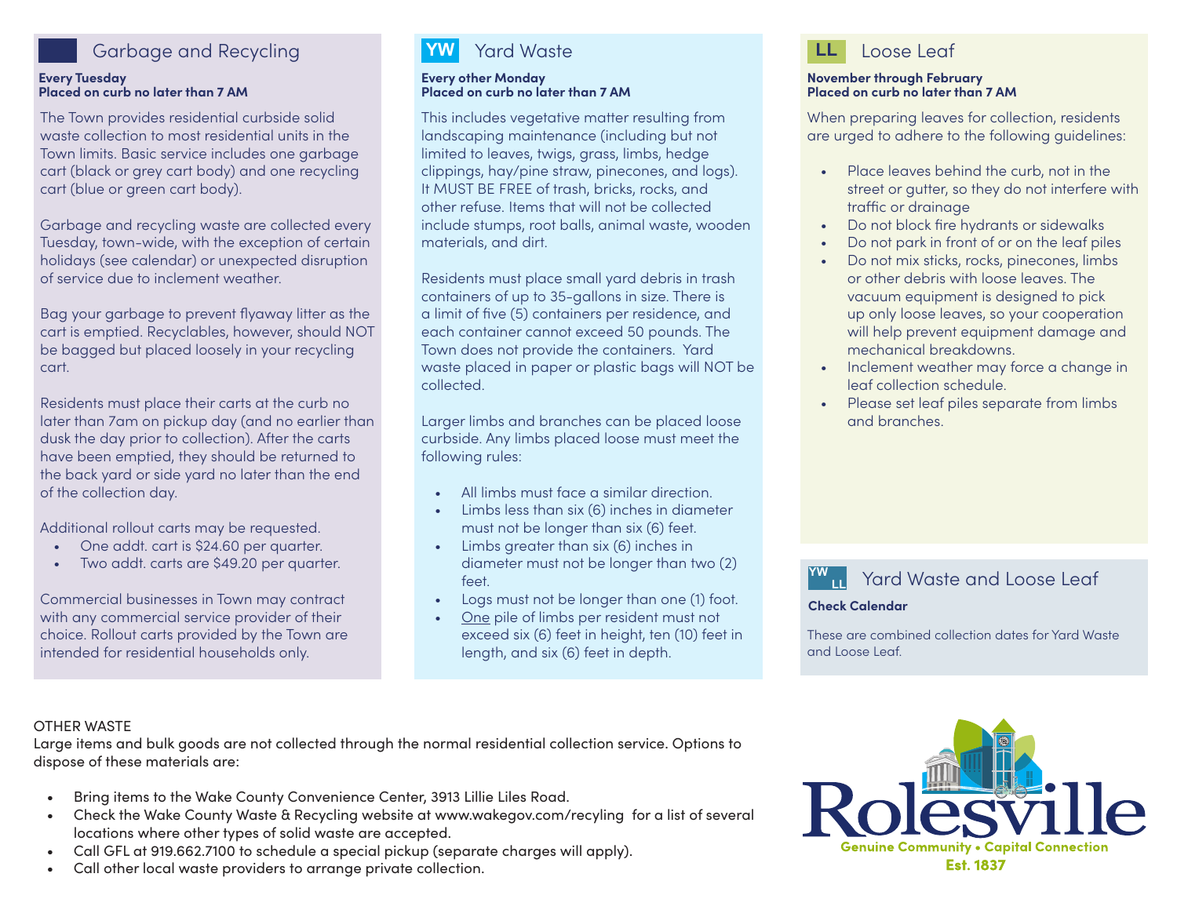## Garbage and Recycling

**Every Tuesday**
**Placed on curb no later than 7 AM**

The Town provides residential curbside solid waste collection to most residential units in the Town limits. Basic service includes one garbage cart (black or grey cart body) and one recycling cart (blue or green cart body).

Garbage and recycling waste are collected every Tuesday, town-wide, with the exception of certain holidays (see calendar) or unexpected disruption of service due to inclement weather.

Bag your garbage to prevent flyaway litter as the cart is emptied. Recyclables, however, should NOT be bagged but placed loosely in your recycling cart.

Residents must place their carts at the curb no later than 7am on pickup day (and no earlier than dusk the day prior to collection). After the carts have been emptied, they should be returned to the back yard or side yard no later than the end of the collection day.

Additional rollout carts may be requested.

- One addt. cart is $24.60 per quarter.
- Two addt. carts are $49.20 per quarter.

Commercial businesses in Town may contract with any commercial service provider of their choice. Rollout carts provided by the Town are intended for residential households only.

## YW Yard Waste

**Every other Monday**
**Placed on curb no later than 7 AM**

This includes vegetative matter resulting from landscaping maintenance (including but not limited to leaves, twigs, grass, limbs, hedge clippings, hay/pine straw, pinecones, and logs). It MUST BE FREE of trash, bricks, rocks, and other refuse. Items that will not be collected include stumps, root balls, animal waste, wooden materials, and dirt.

Residents must place small yard debris in trash containers of up to 35-gallons in size. There is a limit of five (5) containers per residence, and each container cannot exceed 50 pounds. The Town does not provide the containers. Yard waste placed in paper or plastic bags will NOT be collected.

Larger limbs and branches can be placed loose curbside. Any limbs placed loose must meet the following rules:

- All limbs must face a similar direction.
- Limbs less than six (6) inches in diameter must not be longer than six (6) feet.
- Limbs greater than six (6) inches in diameter must not be longer than two (2) feet.
- Logs must not be longer than one (1) foot.
- One pile of limbs per resident must not exceed six (6) feet in height, ten (10) feet in length, and six (6) feet in depth.

## LL Loose Leaf

**November through February**
**Placed on curb no later than 7 AM**

When preparing leaves for collection, residents are urged to adhere to the following guidelines:

- Place leaves behind the curb, not in the street or gutter, so they do not interfere with traffic or drainage
- Do not block fire hydrants or sidewalks
- Do not park in front of or on the leaf piles
- Do not mix sticks, rocks, pinecones, limbs or other debris with loose leaves. The vacuum equipment is designed to pick up only loose leaves, so your cooperation will help prevent equipment damage and mechanical breakdowns.
- Inclement weather may force a change in leaf collection schedule.
- Please set leaf piles separate from limbs and branches.

## YW LL Yard Waste and Loose Leaf

**Check Calendar**

These are combined collection dates for Yard Waste and Loose Leaf.

OTHER WASTE

Large items and bulk goods are not collected through the normal residential collection service. Options to dispose of these materials are:

- Bring items to the Wake County Convenience Center, 3913 Lillie Liles Road.
- Check the Wake County Waste & Recycling website at www.wakegov.com/recyling for a list of several locations where other types of solid waste are accepted.
- Call GFL at 919.662.7100 to schedule a special pickup (separate charges will apply).
- Call other local waste providers to arrange private collection.

Rolesville
Genuine Community • Capital Connection
Est. 1837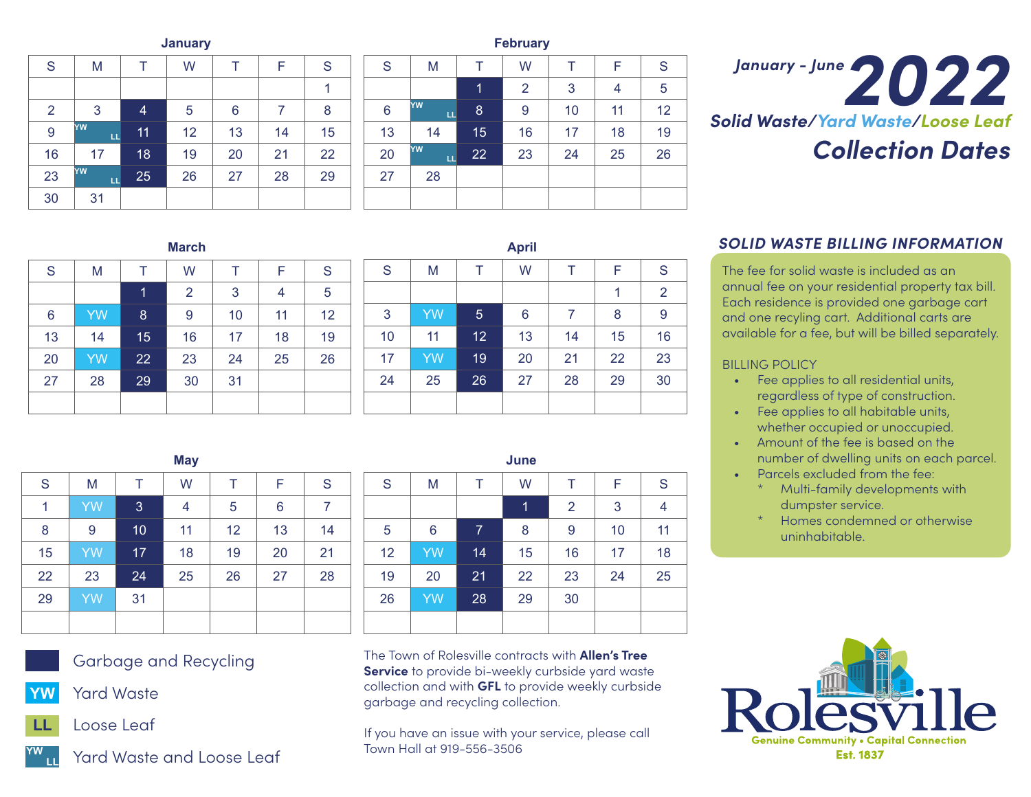# January - June 2022

## Solid Waste/Yard Waste/Loose Leaf Collection Dates

### January

| S | M | T | W | T | F | S |
|---|---|---|---|---|---|---|
| | | | | | | 1 |
| 2 | 3 | 4 | 5 | 6 | 7 | 8 |
| 9 | YW LL | 11 | 12 | 13 | 14 | 15 |
| 16 | 17 | 18 | 19 | 20 | 21 | 22 |
| 23 | YW LL | 25 | 26 | 27 | 28 | 29 |
| 30 | 31 | | | | | |

### February

| S | M | T | W | T | F | S |
|---|---|---|---|---|---|---|
| | | 1 | 2 | 3 | 4 | 5 |
| 6 | YW LL | 8 | 9 | 10 | 11 | 12 |
| 13 | 14 | 15 | 16 | 17 | 18 | 19 |
| 20 | YW LL | 22 | 23 | 24 | 25 | 26 |
| 27 | 28 | | | | | |

### March

| S | M | T | W | T | F | S |
|---|---|---|---|---|---|---|
| | | 1 | 2 | 3 | 4 | 5 |
| 6 | YW | 8 | 9 | 10 | 11 | 12 |
| 13 | 14 | 15 | 16 | 17 | 18 | 19 |
| 20 | YW | 22 | 23 | 24 | 25 | 26 |
| 27 | 28 | 29 | 30 | 31 | | |

### April

| S | M | T | W | T | F | S |
|---|---|---|---|---|---|---|
| | | | | | 1 | 2 |
| 3 | YW | 5 | 6 | 7 | 8 | 9 |
| 10 | 11 | 12 | 13 | 14 | 15 | 16 |
| 17 | YW | 19 | 20 | 21 | 22 | 23 |
| 24 | 25 | 26 | 27 | 28 | 29 | 30 |

### May

| S | M | T | W | T | F | S |
|---|---|---|---|---|---|---|
| 1 | YW | 3 | 4 | 5 | 6 | 7 |
| 8 | 9 | 10 | 11 | 12 | 13 | 14 |
| 15 | YW | 17 | 18 | 19 | 20 | 21 |
| 22 | 23 | 24 | 25 | 26 | 27 | 28 |
| 29 | YW | 31 | | | | |

### June

| S | M | T | W | T | F | S |
|---|---|---|---|---|---|---|
| | | | 1 | 2 | 3 | 4 |
| 5 | 6 | 7 | 8 | 9 | 10 | 11 |
| 12 | YW | 14 | 15 | 16 | 17 | 18 |
| 19 | 20 | 21 | 22 | 23 | 24 | 25 |
| 26 | YW | 28 | 29 | 30 | | |

Garbage and Recycling: January 4, 11, 18, 25; February 1, 8, 15, 22; March 1, 8, 15, 22, 29; April 5, 12, 19, 26; May 3, 10, 17, 24; June 1, 7, 14, 21, 28

- Garbage and Recycling
- YW Yard Waste
- LL Loose Leaf
- YW LL Yard Waste and Loose Leaf

The Town of Rolesville contracts with **Allen's Tree Service** to provide bi-weekly curbside yard waste collection and with **GFL** to provide weekly curbside garbage and recycling collection.

If you have an issue with your service, please call Town Hall at 919-556-3506

## SOLID WASTE BILLING INFORMATION

The fee for solid waste is included as an annual fee on your residential property tax bill. Each residence is provided one garbage cart and one recyling cart. Additional carts are available for a fee, but will be billed separately.

BILLING POLICY

- Fee applies to all residential units, regardless of type of construction.
- Fee applies to all habitable units, whether occupied or unoccupied.
- Amount of the fee is based on the number of dwelling units on each parcel.
- Parcels excluded from the fee:
  - Multi-family developments with dumpster service.
  - Homes condemned or otherwise uninhabitable.

Rolesville
Genuine Community • Capital Connection
Est. 1837